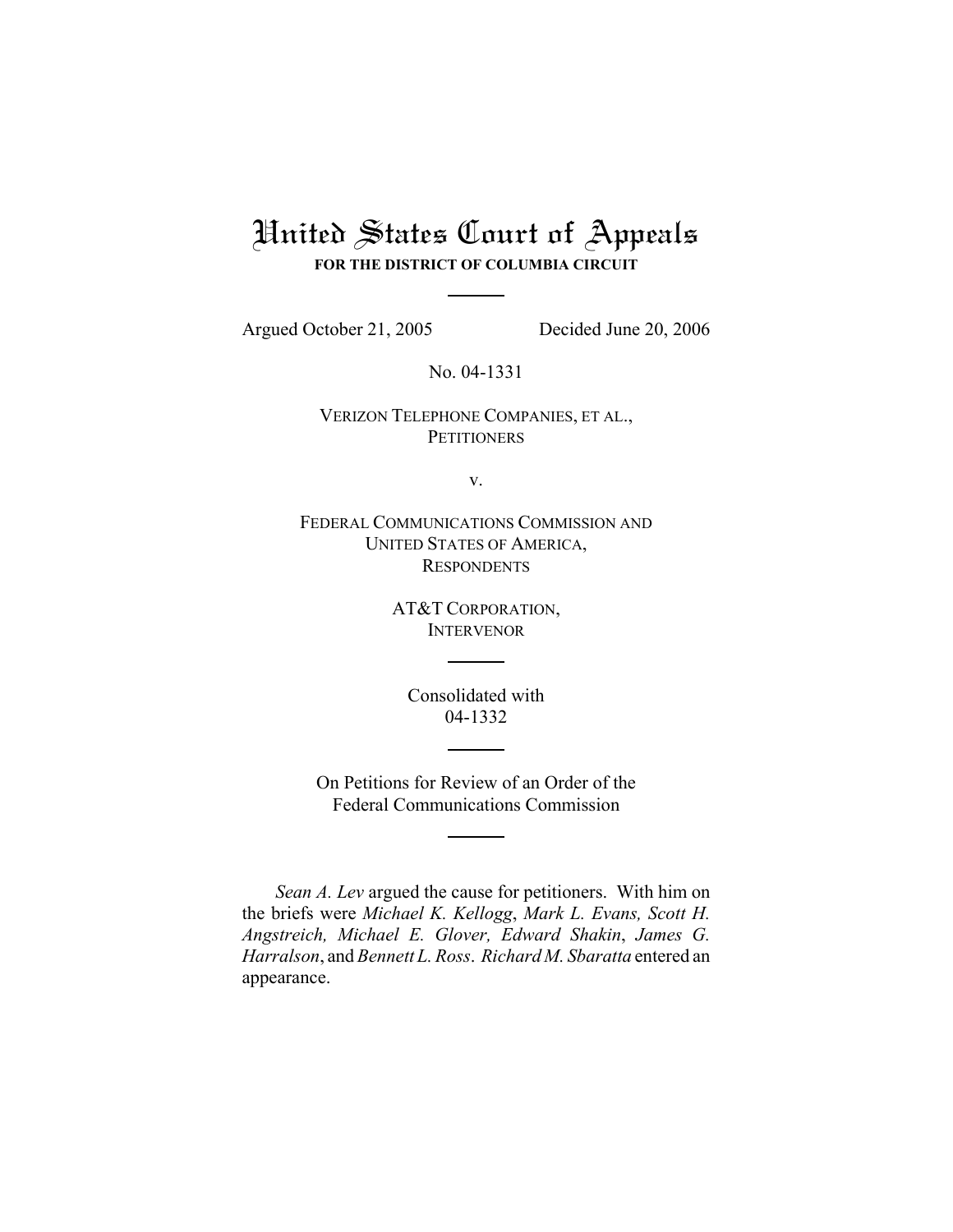# United States Court of Appeals

**FOR THE DISTRICT OF COLUMBIA CIRCUIT**

---

Argued October 21, 2005 Decided June 20, 2006

No. 04-1331

VERIZON TELEPHONE COMPANIES, ET AL.,
PETITIONERS

v.

FEDERAL COMMUNICATIONS COMMISSION AND
UNITED STATES OF AMERICA,
RESPONDENTS

AT&T CORPORATION,
INTERVENOR

---

Consolidated with
04-1332

---

On Petitions for Review of an Order of the
Federal Communications Commission

---

*Sean A. Lev* argued the cause for petitioners. With him on the briefs were *Michael K. Kellogg*, *Mark L. Evans, Scott H. Angstreich, Michael E. Glover, Edward Shakin*, *James G. Harralson*, and *Bennett L. Ross*. *Richard M. Sbaratta* entered an appearance.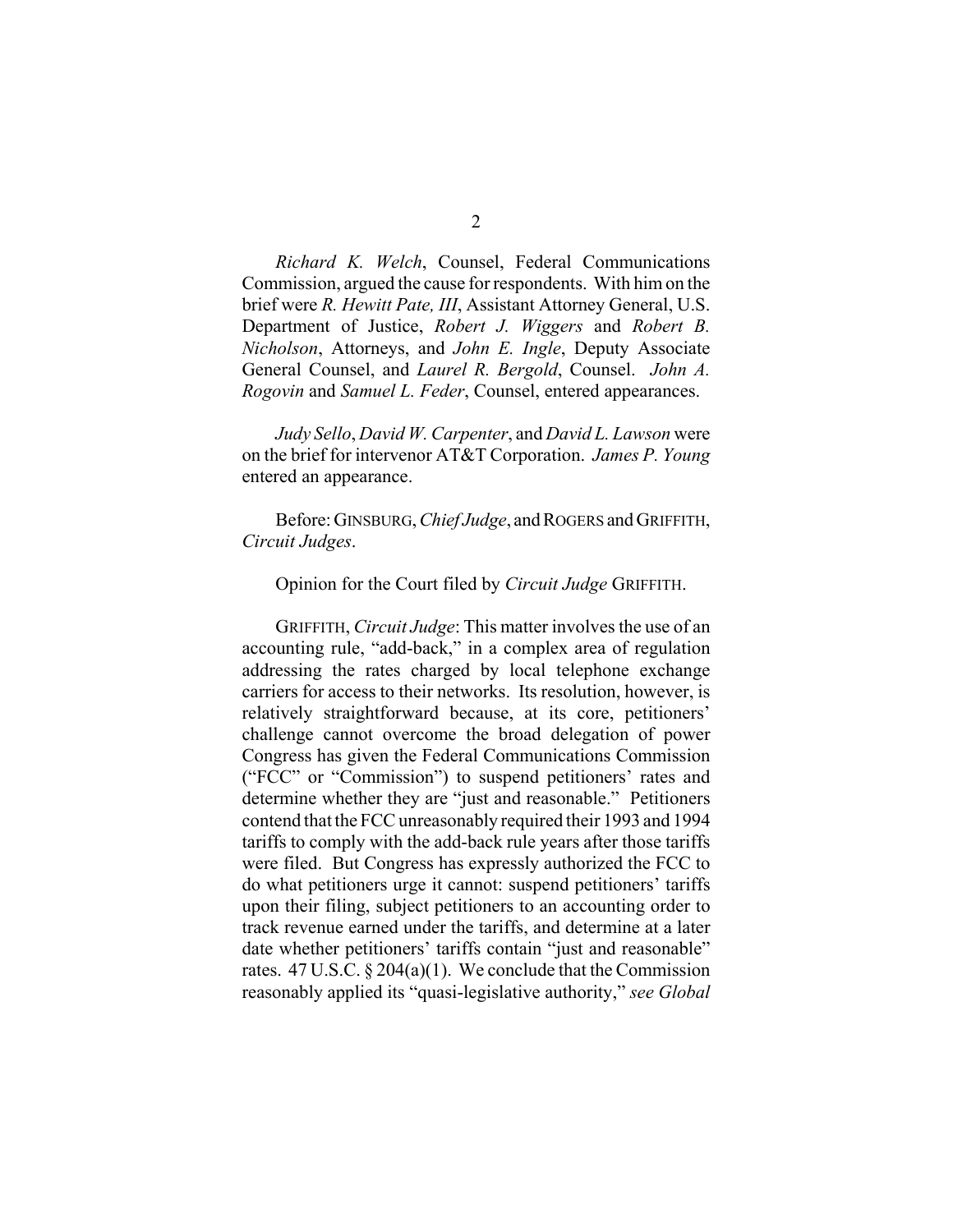*Richard K. Welch*, Counsel, Federal Communications Commission, argued the cause for respondents. With him on the brief were *R. Hewitt Pate, III*, Assistant Attorney General, U.S. Department of Justice, *Robert J. Wiggers* and *Robert B. Nicholson*, Attorneys, and *John E. Ingle*, Deputy Associate General Counsel, and *Laurel R. Bergold*, Counsel. *John A. Rogovin* and *Samuel L. Feder*, Counsel, entered appearances.

*Judy Sello*, *David W. Carpenter*, and *David L. Lawson* were on the brief for intervenor AT&T Corporation. *James P. Young* entered an appearance.

Before: GINSBURG, *Chief Judge*, and ROGERS and GRIFFITH, *Circuit Judges*.

Opinion for the Court filed by *Circuit Judge* GRIFFITH.

GRIFFITH, *Circuit Judge*: This matter involves the use of an accounting rule, "add-back," in a complex area of regulation addressing the rates charged by local telephone exchange carriers for access to their networks. Its resolution, however, is relatively straightforward because, at its core, petitioners' challenge cannot overcome the broad delegation of power Congress has given the Federal Communications Commission ("FCC" or "Commission") to suspend petitioners' rates and determine whether they are "just and reasonable." Petitioners contend that the FCC unreasonably required their 1993 and 1994 tariffs to comply with the add-back rule years after those tariffs were filed. But Congress has expressly authorized the FCC to do what petitioners urge it cannot: suspend petitioners' tariffs upon their filing, subject petitioners to an accounting order to track revenue earned under the tariffs, and determine at a later date whether petitioners' tariffs contain "just and reasonable" rates. 47 U.S.C. § 204(a)(1). We conclude that the Commission reasonably applied its "quasi-legislative authority," *see Global*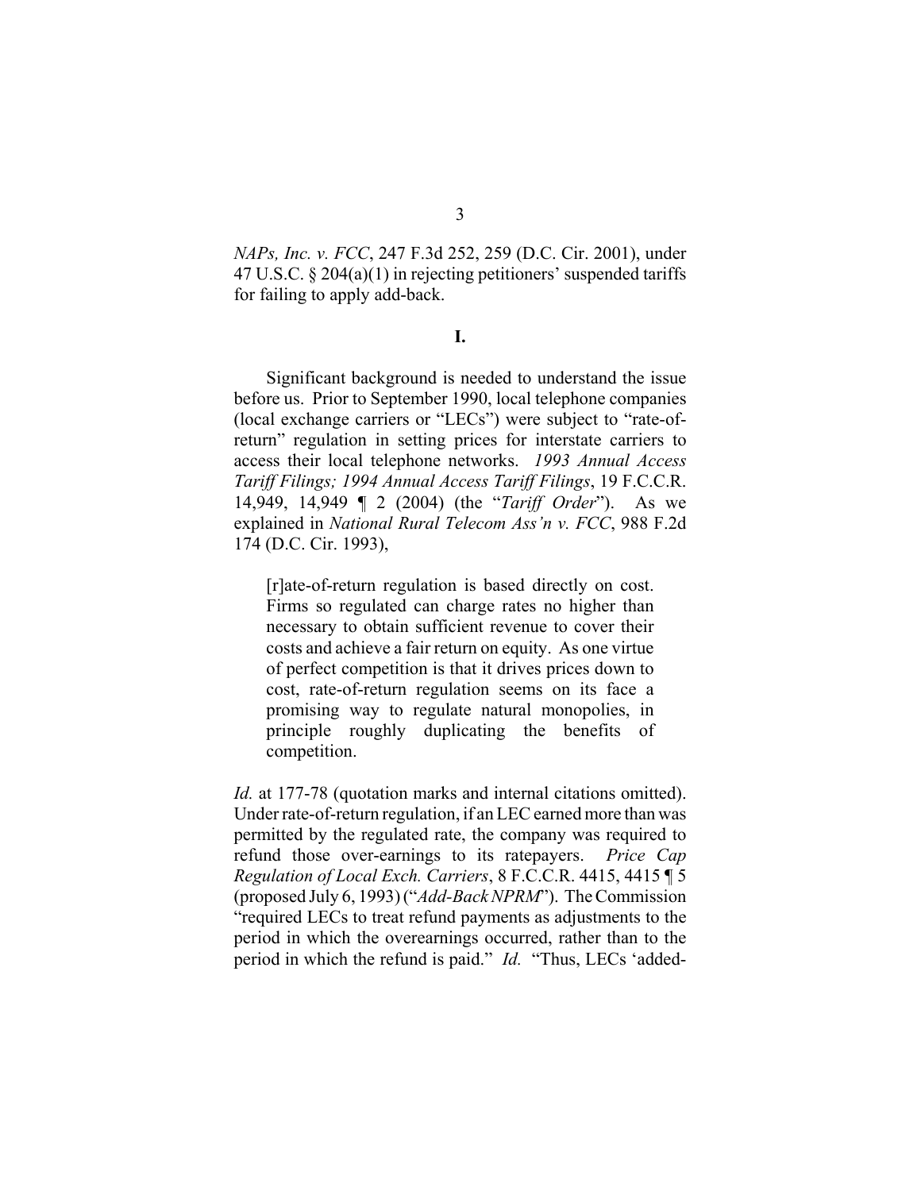*NAPs, Inc. v. FCC*, 247 F.3d 252, 259 (D.C. Cir. 2001), under 47 U.S.C. § 204(a)(1) in rejecting petitioners' suspended tariffs for failing to apply add-back.

## I.

Significant background is needed to understand the issue before us. Prior to September 1990, local telephone companies (local exchange carriers or "LECs") were subject to "rate-of-return" regulation in setting prices for interstate carriers to access their local telephone networks. *1993 Annual Access Tariff Filings; 1994 Annual Access Tariff Filings*, 19 F.C.C.R. 14,949, 14,949 ¶ 2 (2004) (the "*Tariff Order*"). As we explained in *National Rural Telecom Ass'n v. FCC*, 988 F.2d 174 (D.C. Cir. 1993),

> [r]ate-of-return regulation is based directly on cost. Firms so regulated can charge rates no higher than necessary to obtain sufficient revenue to cover their costs and achieve a fair return on equity. As one virtue of perfect competition is that it drives prices down to cost, rate-of-return regulation seems on its face a promising way to regulate natural monopolies, in principle roughly duplicating the benefits of competition.

*Id.* at 177-78 (quotation marks and internal citations omitted). Under rate-of-return regulation, if an LEC earned more than was permitted by the regulated rate, the company was required to refund those over-earnings to its ratepayers. *Price Cap Regulation of Local Exch. Carriers*, 8 F.C.C.R. 4415, 4415 ¶ 5 (proposed July 6, 1993) ("*Add-Back NPRM*"). The Commission "required LECs to treat refund payments as adjustments to the period in which the overearnings occurred, rather than to the period in which the refund is paid." *Id.* "Thus, LECs 'added-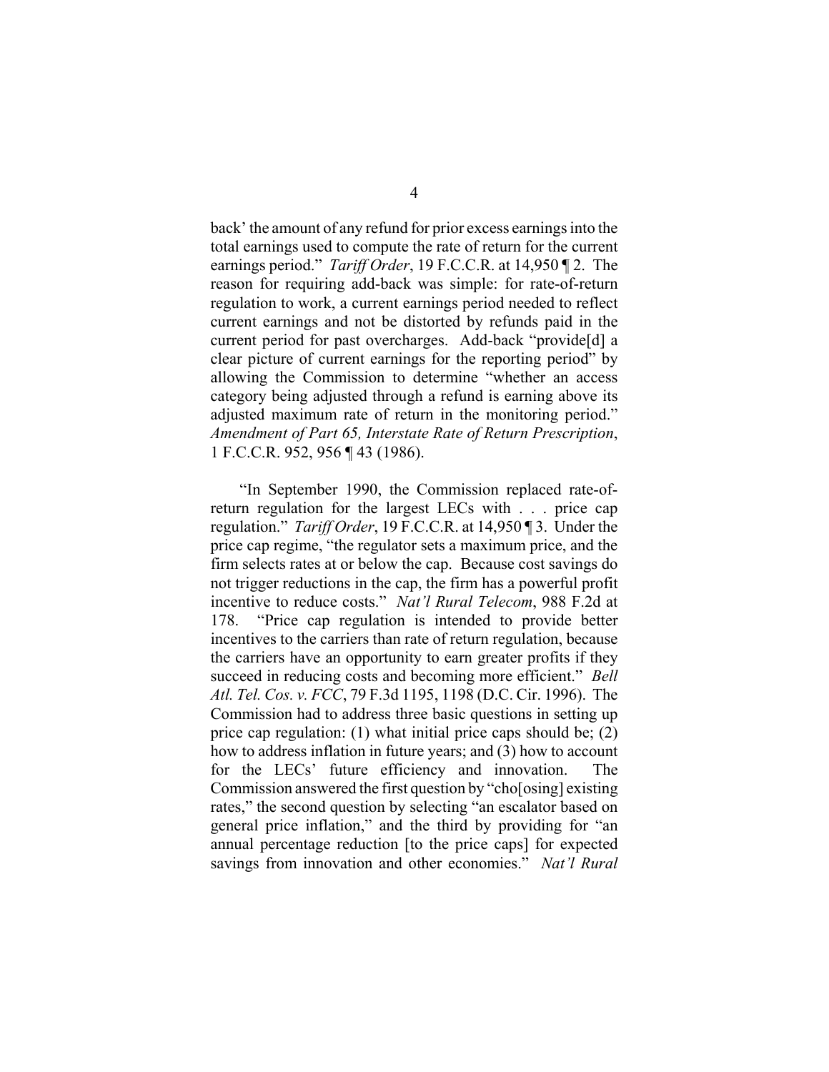back' the amount of any refund for prior excess earnings into the total earnings used to compute the rate of return for the current earnings period." *Tariff Order*, 19 F.C.C.R. at 14,950 ¶ 2. The reason for requiring add-back was simple: for rate-of-return regulation to work, a current earnings period needed to reflect current earnings and not be distorted by refunds paid in the current period for past overcharges. Add-back "provide[d] a clear picture of current earnings for the reporting period" by allowing the Commission to determine "whether an access category being adjusted through a refund is earning above its adjusted maximum rate of return in the monitoring period." *Amendment of Part 65, Interstate Rate of Return Prescription*, 1 F.C.C.R. 952, 956 ¶ 43 (1986).

"In September 1990, the Commission replaced rate-of-return regulation for the largest LECs with . . . price cap regulation." *Tariff Order*, 19 F.C.C.R. at 14,950 ¶ 3. Under the price cap regime, "the regulator sets a maximum price, and the firm selects rates at or below the cap. Because cost savings do not trigger reductions in the cap, the firm has a powerful profit incentive to reduce costs." *Nat'l Rural Telecom*, 988 F.2d at 178. "Price cap regulation is intended to provide better incentives to the carriers than rate of return regulation, because the carriers have an opportunity to earn greater profits if they succeed in reducing costs and becoming more efficient." *Bell Atl. Tel. Cos. v. FCC*, 79 F.3d 1195, 1198 (D.C. Cir. 1996). The Commission had to address three basic questions in setting up price cap regulation: (1) what initial price caps should be; (2) how to address inflation in future years; and (3) how to account for the LECs' future efficiency and innovation. The Commission answered the first question by "cho[osing] existing rates," the second question by selecting "an escalator based on general price inflation," and the third by providing for "an annual percentage reduction [to the price caps] for expected savings from innovation and other economies." *Nat'l Rural*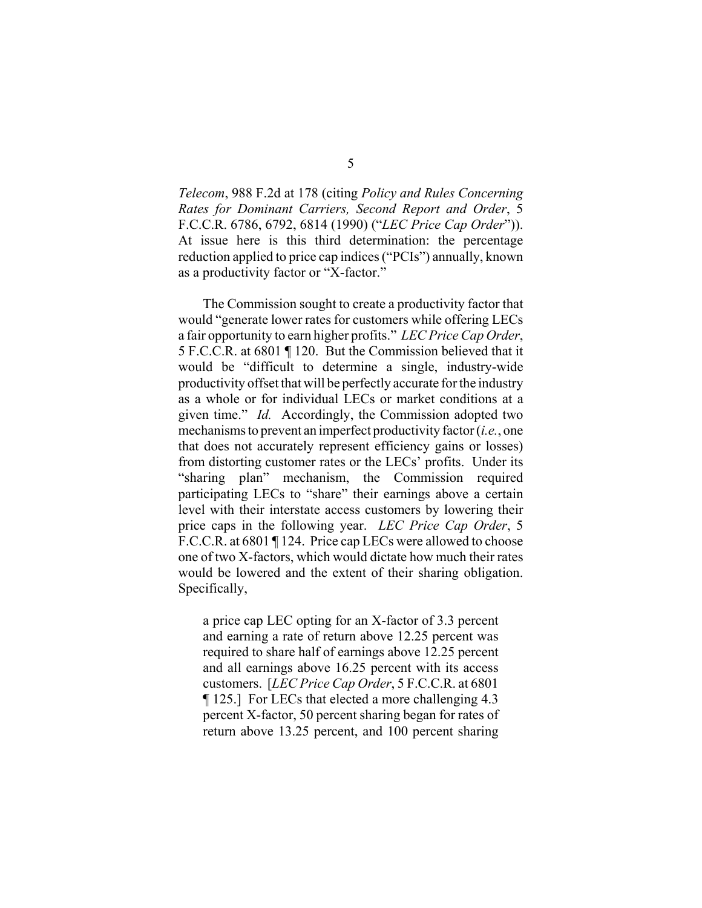*Telecom*, 988 F.2d at 178 (citing *Policy and Rules Concerning Rates for Dominant Carriers, Second Report and Order*, 5 F.C.C.R. 6786, 6792, 6814 (1990) ("*LEC Price Cap Order*")). At issue here is this third determination: the percentage reduction applied to price cap indices ("PCIs") annually, known as a productivity factor or "X-factor."

The Commission sought to create a productivity factor that would "generate lower rates for customers while offering LECs a fair opportunity to earn higher profits." *LEC Price Cap Order*, 5 F.C.C.R. at 6801 ¶ 120. But the Commission believed that it would be "difficult to determine a single, industry-wide productivity offset that will be perfectly accurate for the industry as a whole or for individual LECs or market conditions at a given time." *Id.* Accordingly, the Commission adopted two mechanisms to prevent an imperfect productivity factor (*i.e.*, one that does not accurately represent efficiency gains or losses) from distorting customer rates or the LECs' profits. Under its "sharing plan" mechanism, the Commission required participating LECs to "share" their earnings above a certain level with their interstate access customers by lowering their price caps in the following year. *LEC Price Cap Order*, 5 F.C.C.R. at 6801 ¶ 124. Price cap LECs were allowed to choose one of two X-factors, which would dictate how much their rates would be lowered and the extent of their sharing obligation. Specifically,

> a price cap LEC opting for an X-factor of 3.3 percent and earning a rate of return above 12.25 percent was required to share half of earnings above 12.25 percent and all earnings above 16.25 percent with its access customers. [*LEC Price Cap Order*, 5 F.C.C.R. at 6801 ¶ 125.] For LECs that elected a more challenging 4.3 percent X-factor, 50 percent sharing began for rates of return above 13.25 percent, and 100 percent sharing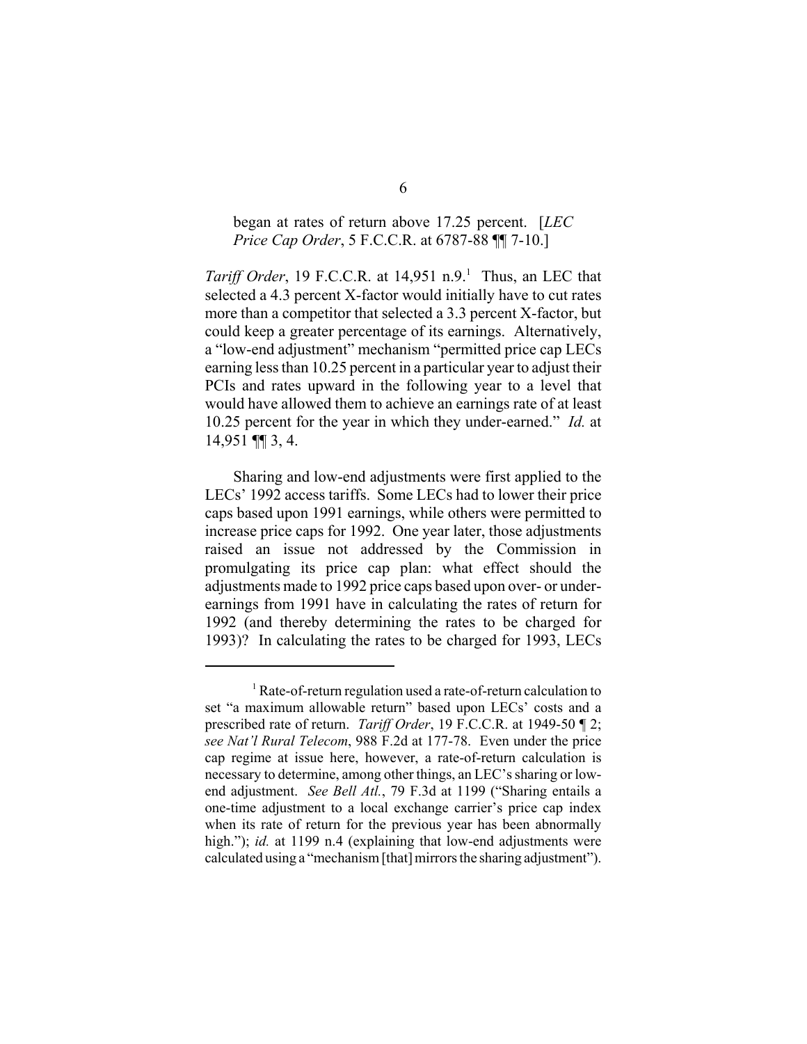> began at rates of return above 17.25 percent. [*LEC Price Cap Order*, 5 F.C.C.R. at 6787-88 ¶¶ 7-10.]

*Tariff Order*, 19 F.C.C.R. at 14,951 n.9.[1] Thus, an LEC that selected a 4.3 percent X-factor would initially have to cut rates more than a competitor that selected a 3.3 percent X-factor, but could keep a greater percentage of its earnings. Alternatively, a "low-end adjustment" mechanism "permitted price cap LECs earning less than 10.25 percent in a particular year to adjust their PCIs and rates upward in the following year to a level that would have allowed them to achieve an earnings rate of at least 10.25 percent for the year in which they under-earned." *Id.* at 14,951 ¶¶ 3, 4.

Sharing and low-end adjustments were first applied to the LECs' 1992 access tariffs. Some LECs had to lower their price caps based upon 1991 earnings, while others were permitted to increase price caps for 1992. One year later, those adjustments raised an issue not addressed by the Commission in promulgating its price cap plan: what effect should the adjustments made to 1992 price caps based upon over- or under-earnings from 1991 have in calculating the rates of return for 1992 (and thereby determining the rates to be charged for 1993)? In calculating the rates to be charged for 1993, LECs

---

[1] Rate-of-return regulation used a rate-of-return calculation to set "a maximum allowable return" based upon LECs' costs and a prescribed rate of return. *Tariff Order*, 19 F.C.C.R. at 1949-50 ¶ 2; *see Nat'l Rural Telecom*, 988 F.2d at 177-78. Even under the price cap regime at issue here, however, a rate-of-return calculation is necessary to determine, among other things, an LEC's sharing or low-end adjustment. *See Bell Atl.*, 79 F.3d at 1199 ("Sharing entails a one-time adjustment to a local exchange carrier's price cap index when its rate of return for the previous year has been abnormally high."); *id.* at 1199 n.4 (explaining that low-end adjustments were calculated using a "mechanism [that] mirrors the sharing adjustment").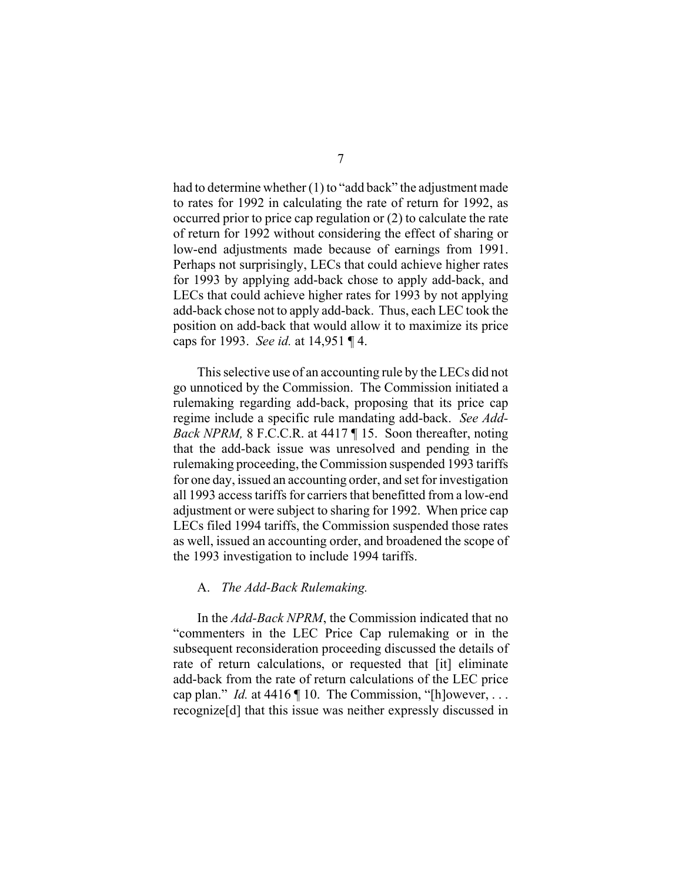had to determine whether (1) to "add back" the adjustment made to rates for 1992 in calculating the rate of return for 1992, as occurred prior to price cap regulation or (2) to calculate the rate of return for 1992 without considering the effect of sharing or low-end adjustments made because of earnings from 1991. Perhaps not surprisingly, LECs that could achieve higher rates for 1993 by applying add-back chose to apply add-back, and LECs that could achieve higher rates for 1993 by not applying add-back chose not to apply add-back. Thus, each LEC took the position on add-back that would allow it to maximize its price caps for 1993. *See id.* at 14,951 ¶ 4.

This selective use of an accounting rule by the LECs did not go unnoticed by the Commission. The Commission initiated a rulemaking regarding add-back, proposing that its price cap regime include a specific rule mandating add-back. *See Add-Back NPRM,* 8 F.C.C.R. at 4417 ¶ 15. Soon thereafter, noting that the add-back issue was unresolved and pending in the rulemaking proceeding, the Commission suspended 1993 tariffs for one day, issued an accounting order, and set for investigation all 1993 access tariffs for carriers that benefitted from a low-end adjustment or were subject to sharing for 1992. When price cap LECs filed 1994 tariffs, the Commission suspended those rates as well, issued an accounting order, and broadened the scope of the 1993 investigation to include 1994 tariffs.

### A. *The Add-Back Rulemaking.*

In the *Add-Back NPRM*, the Commission indicated that no "commenters in the LEC Price Cap rulemaking or in the subsequent reconsideration proceeding discussed the details of rate of return calculations, or requested that [it] eliminate add-back from the rate of return calculations of the LEC price cap plan." *Id.* at 4416 ¶ 10. The Commission, "[h]owever, . . . recognize[d] that this issue was neither expressly discussed in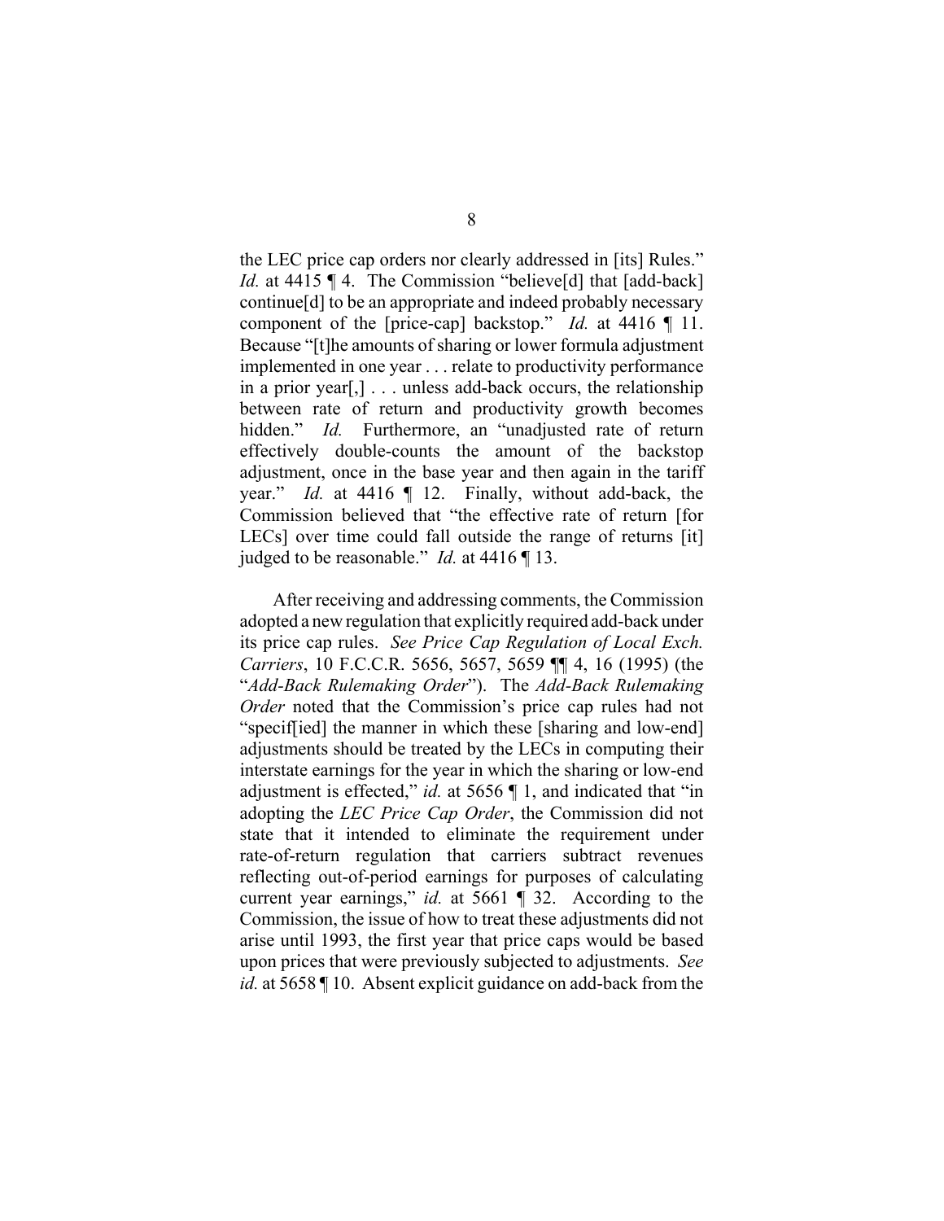the LEC price cap orders nor clearly addressed in [its] Rules." *Id.* at 4415 ¶ 4. The Commission "believe[d] that [add-back] continue[d] to be an appropriate and indeed probably necessary component of the [price-cap] backstop." *Id.* at 4416 ¶ 11. Because "[t]he amounts of sharing or lower formula adjustment implemented in one year . . . relate to productivity performance in a prior year[,] . . . unless add-back occurs, the relationship between rate of return and productivity growth becomes hidden." *Id.* Furthermore, an "unadjusted rate of return effectively double-counts the amount of the backstop adjustment, once in the base year and then again in the tariff year." *Id.* at 4416 ¶ 12. Finally, without add-back, the Commission believed that "the effective rate of return [for LECs] over time could fall outside the range of returns [it] judged to be reasonable." *Id.* at 4416 ¶ 13.

After receiving and addressing comments, the Commission adopted a new regulation that explicitly required add-back under its price cap rules. *See Price Cap Regulation of Local Exch. Carriers*, 10 F.C.C.R. 5656, 5657, 5659 ¶¶ 4, 16 (1995) (the "*Add-Back Rulemaking Order*"). The *Add-Back Rulemaking Order* noted that the Commission's price cap rules had not "specif[ied] the manner in which these [sharing and low-end] adjustments should be treated by the LECs in computing their interstate earnings for the year in which the sharing or low-end adjustment is effected," *id.* at 5656 ¶ 1, and indicated that "in adopting the *LEC Price Cap Order*, the Commission did not state that it intended to eliminate the requirement under rate-of-return regulation that carriers subtract revenues reflecting out-of-period earnings for purposes of calculating current year earnings," *id.* at 5661 ¶ 32. According to the Commission, the issue of how to treat these adjustments did not arise until 1993, the first year that price caps would be based upon prices that were previously subjected to adjustments. *See id.* at 5658 ¶ 10. Absent explicit guidance on add-back from the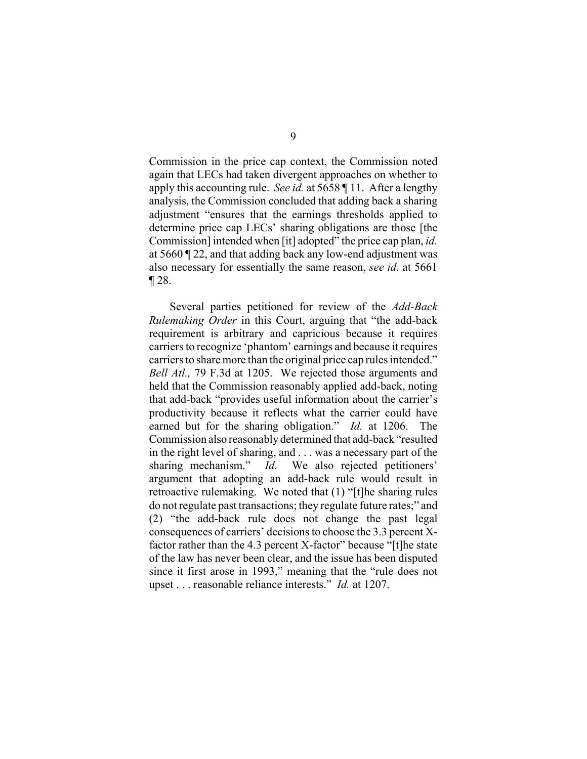Commission in the price cap context, the Commission noted again that LECs had taken divergent approaches on whether to apply this accounting rule. *See id.* at 5658 ¶ 11. After a lengthy analysis, the Commission concluded that adding back a sharing adjustment "ensures that the earnings thresholds applied to determine price cap LECs' sharing obligations are those [the Commission] intended when [it] adopted" the price cap plan, *id.* at 5660 ¶ 22, and that adding back any low-end adjustment was also necessary for essentially the same reason, *see id.* at 5661 ¶ 28.

Several parties petitioned for review of the *Add-Back Rulemaking Order* in this Court, arguing that "the add-back requirement is arbitrary and capricious because it requires carriers to recognize 'phantom' earnings and because it requires carriers to share more than the original price cap rules intended." *Bell Atl.,* 79 F.3d at 1205. We rejected those arguments and held that the Commission reasonably applied add-back, noting that add-back "provides useful information about the carrier's productivity because it reflects what the carrier could have earned but for the sharing obligation." *Id.* at 1206. The Commission also reasonably determined that add-back "resulted in the right level of sharing, and . . . was a necessary part of the sharing mechanism." *Id.* We also rejected petitioners' argument that adopting an add-back rule would result in retroactive rulemaking. We noted that (1) "[t]he sharing rules do not regulate past transactions; they regulate future rates;" and (2) "the add-back rule does not change the past legal consequences of carriers' decisions to choose the 3.3 percent X-factor rather than the 4.3 percent X-factor" because "[t]he state of the law has never been clear, and the issue has been disputed since it first arose in 1993," meaning that the "rule does not upset . . . reasonable reliance interests." *Id.* at 1207.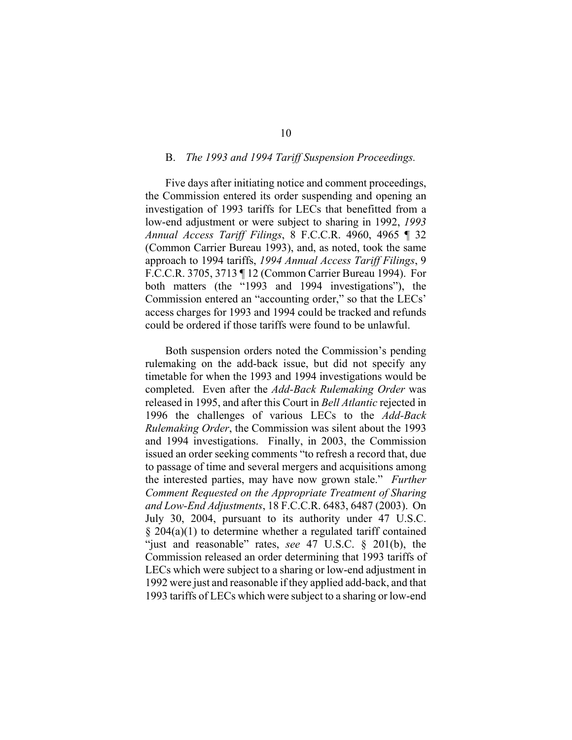### B. *The 1993 and 1994 Tariff Suspension Proceedings.*

Five days after initiating notice and comment proceedings, the Commission entered its order suspending and opening an investigation of 1993 tariffs for LECs that benefitted from a low-end adjustment or were subject to sharing in 1992, *1993 Annual Access Tariff Filings*, 8 F.C.C.R. 4960, 4965 ¶ 32 (Common Carrier Bureau 1993), and, as noted, took the same approach to 1994 tariffs, *1994 Annual Access Tariff Filings*, 9 F.C.C.R. 3705, 3713 ¶ 12 (Common Carrier Bureau 1994). For both matters (the "1993 and 1994 investigations"), the Commission entered an "accounting order," so that the LECs' access charges for 1993 and 1994 could be tracked and refunds could be ordered if those tariffs were found to be unlawful.

Both suspension orders noted the Commission's pending rulemaking on the add-back issue, but did not specify any timetable for when the 1993 and 1994 investigations would be completed. Even after the *Add-Back Rulemaking Order* was released in 1995, and after this Court in *Bell Atlantic* rejected in 1996 the challenges of various LECs to the *Add-Back Rulemaking Order*, the Commission was silent about the 1993 and 1994 investigations. Finally, in 2003, the Commission issued an order seeking comments "to refresh a record that, due to passage of time and several mergers and acquisitions among the interested parties, may have now grown stale." *Further Comment Requested on the Appropriate Treatment of Sharing and Low-End Adjustments*, 18 F.C.C.R. 6483, 6487 (2003). On July 30, 2004, pursuant to its authority under 47 U.S.C. § 204(a)(1) to determine whether a regulated tariff contained "just and reasonable" rates, *see* 47 U.S.C. § 201(b), the Commission released an order determining that 1993 tariffs of LECs which were subject to a sharing or low-end adjustment in 1992 were just and reasonable if they applied add-back, and that 1993 tariffs of LECs which were subject to a sharing or low-end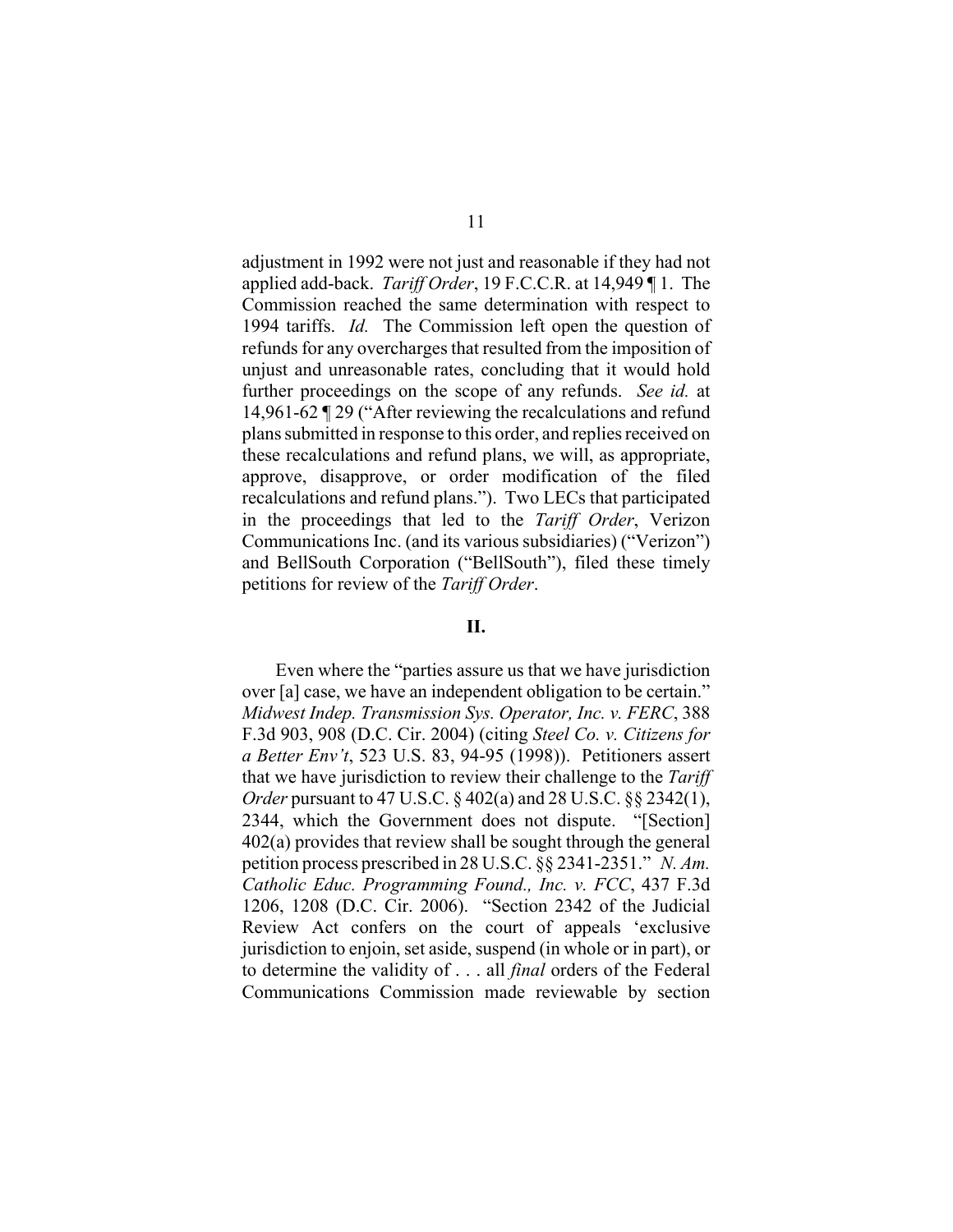adjustment in 1992 were not just and reasonable if they had not applied add-back. *Tariff Order*, 19 F.C.C.R. at 14,949 ¶ 1. The Commission reached the same determination with respect to 1994 tariffs. *Id.* The Commission left open the question of refunds for any overcharges that resulted from the imposition of unjust and unreasonable rates, concluding that it would hold further proceedings on the scope of any refunds. *See id.* at 14,961-62 ¶ 29 ("After reviewing the recalculations and refund plans submitted in response to this order, and replies received on these recalculations and refund plans, we will, as appropriate, approve, disapprove, or order modification of the filed recalculations and refund plans."). Two LECs that participated in the proceedings that led to the *Tariff Order*, Verizon Communications Inc. (and its various subsidiaries) ("Verizon") and BellSouth Corporation ("BellSouth"), filed these timely petitions for review of the *Tariff Order*.

## II.

Even where the "parties assure us that we have jurisdiction over [a] case, we have an independent obligation to be certain." *Midwest Indep. Transmission Sys. Operator, Inc. v. FERC*, 388 F.3d 903, 908 (D.C. Cir. 2004) (citing *Steel Co. v. Citizens for a Better Env't*, 523 U.S. 83, 94-95 (1998)). Petitioners assert that we have jurisdiction to review their challenge to the *Tariff Order* pursuant to 47 U.S.C. § 402(a) and 28 U.S.C. §§ 2342(1), 2344, which the Government does not dispute. "[Section] 402(a) provides that review shall be sought through the general petition process prescribed in 28 U.S.C. §§ 2341-2351." *N. Am. Catholic Educ. Programming Found., Inc. v. FCC*, 437 F.3d 1206, 1208 (D.C. Cir. 2006). "Section 2342 of the Judicial Review Act confers on the court of appeals 'exclusive jurisdiction to enjoin, set aside, suspend (in whole or in part), or to determine the validity of . . . all *final* orders of the Federal Communications Commission made reviewable by section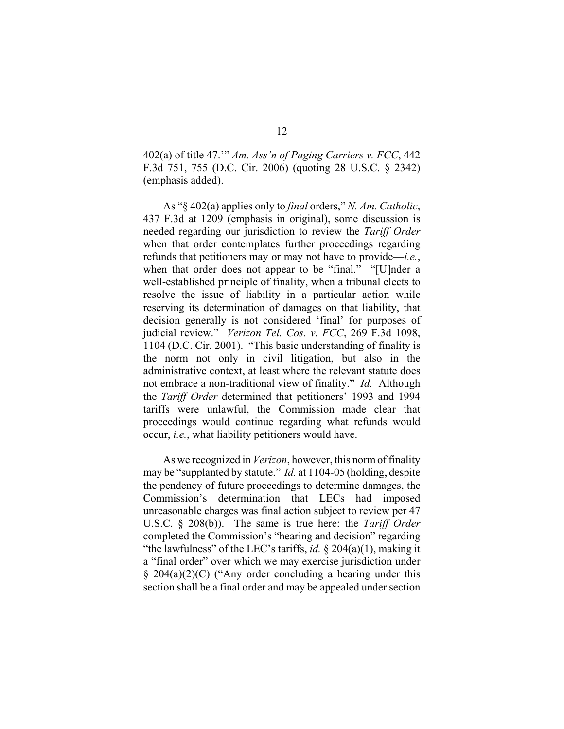402(a) of title 47.'" *Am. Ass'n of Paging Carriers v. FCC*, 442 F.3d 751, 755 (D.C. Cir. 2006) (quoting 28 U.S.C. § 2342) (emphasis added).

As "§ 402(a) applies only to *final* orders," *N. Am. Catholic*, 437 F.3d at 1209 (emphasis in original), some discussion is needed regarding our jurisdiction to review the *Tariff Order* when that order contemplates further proceedings regarding refunds that petitioners may or may not have to provide—*i.e.*, when that order does not appear to be "final." "[U]nder a well-established principle of finality, when a tribunal elects to resolve the issue of liability in a particular action while reserving its determination of damages on that liability, that decision generally is not considered 'final' for purposes of judicial review." *Verizon Tel. Cos. v. FCC*, 269 F.3d 1098, 1104 (D.C. Cir. 2001). "This basic understanding of finality is the norm not only in civil litigation, but also in the administrative context, at least where the relevant statute does not embrace a non-traditional view of finality." *Id.* Although the *Tariff Order* determined that petitioners' 1993 and 1994 tariffs were unlawful, the Commission made clear that proceedings would continue regarding what refunds would occur, *i.e.*, what liability petitioners would have.

As we recognized in *Verizon*, however, this norm of finality may be "supplanted by statute." *Id.* at 1104-05 (holding, despite the pendency of future proceedings to determine damages, the Commission's determination that LECs had imposed unreasonable charges was final action subject to review per 47 U.S.C. § 208(b)). The same is true here: the *Tariff Order* completed the Commission's "hearing and decision" regarding "the lawfulness" of the LEC's tariffs, *id.* § 204(a)(1), making it a "final order" over which we may exercise jurisdiction under § 204(a)(2)(C) ("Any order concluding a hearing under this section shall be a final order and may be appealed under section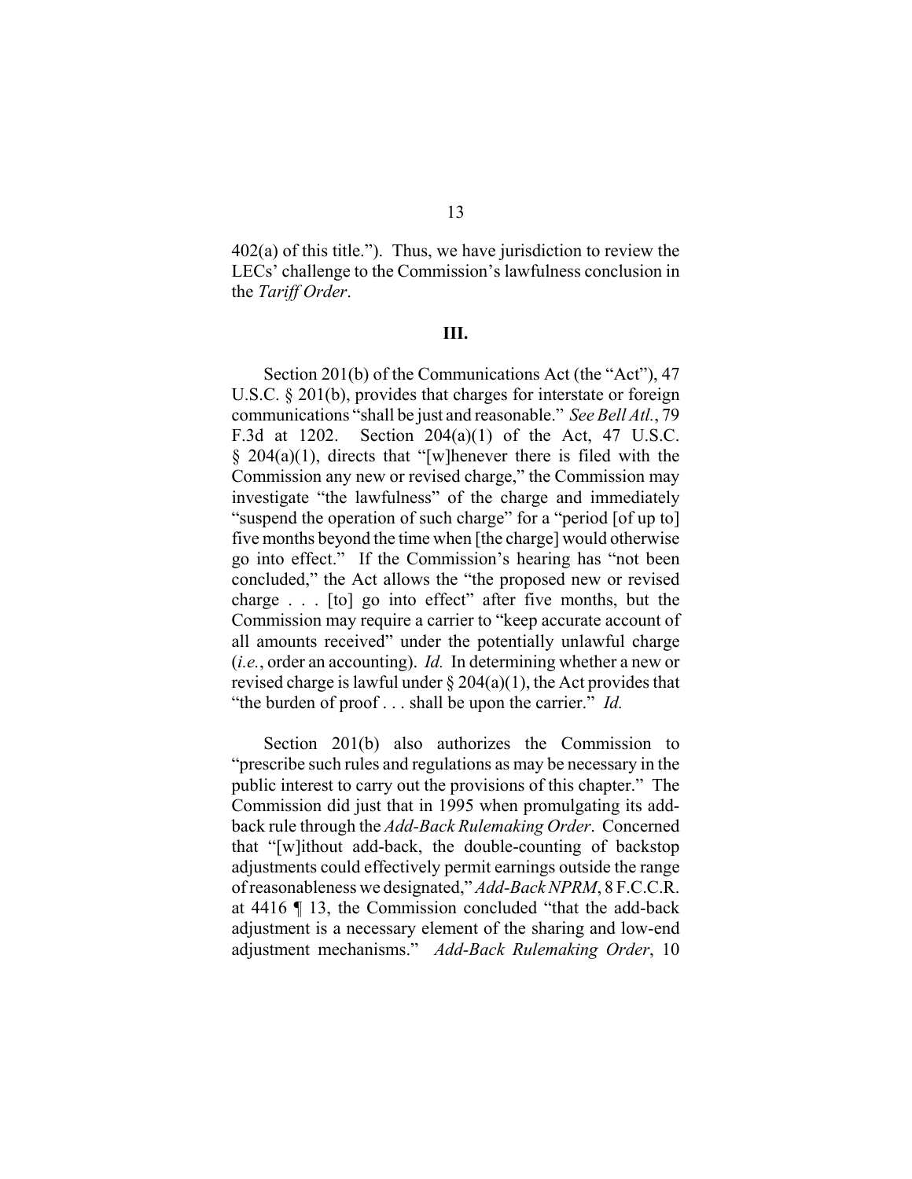402(a) of this title."). Thus, we have jurisdiction to review the LECs' challenge to the Commission's lawfulness conclusion in the *Tariff Order*.

## III.

Section 201(b) of the Communications Act (the "Act"), 47 U.S.C. § 201(b), provides that charges for interstate or foreign communications "shall be just and reasonable." *See Bell Atl.*, 79 F.3d at 1202. Section 204(a)(1) of the Act, 47 U.S.C. § 204(a)(1), directs that "[w]henever there is filed with the Commission any new or revised charge," the Commission may investigate "the lawfulness" of the charge and immediately "suspend the operation of such charge" for a "period [of up to] five months beyond the time when [the charge] would otherwise go into effect." If the Commission's hearing has "not been concluded," the Act allows the "the proposed new or revised charge . . . [to] go into effect" after five months, but the Commission may require a carrier to "keep accurate account of all amounts received" under the potentially unlawful charge (*i.e.*, order an accounting). *Id.* In determining whether a new or revised charge is lawful under § 204(a)(1), the Act provides that "the burden of proof . . . shall be upon the carrier." *Id.*

Section 201(b) also authorizes the Commission to "prescribe such rules and regulations as may be necessary in the public interest to carry out the provisions of this chapter." The Commission did just that in 1995 when promulgating its add-back rule through the *Add-Back Rulemaking Order*. Concerned that "[w]ithout add-back, the double-counting of backstop adjustments could effectively permit earnings outside the range of reasonableness we designated," *Add-Back NPRM*, 8 F.C.C.R. at 4416 ¶ 13, the Commission concluded "that the add-back adjustment is a necessary element of the sharing and low-end adjustment mechanisms." *Add-Back Rulemaking Order*, 10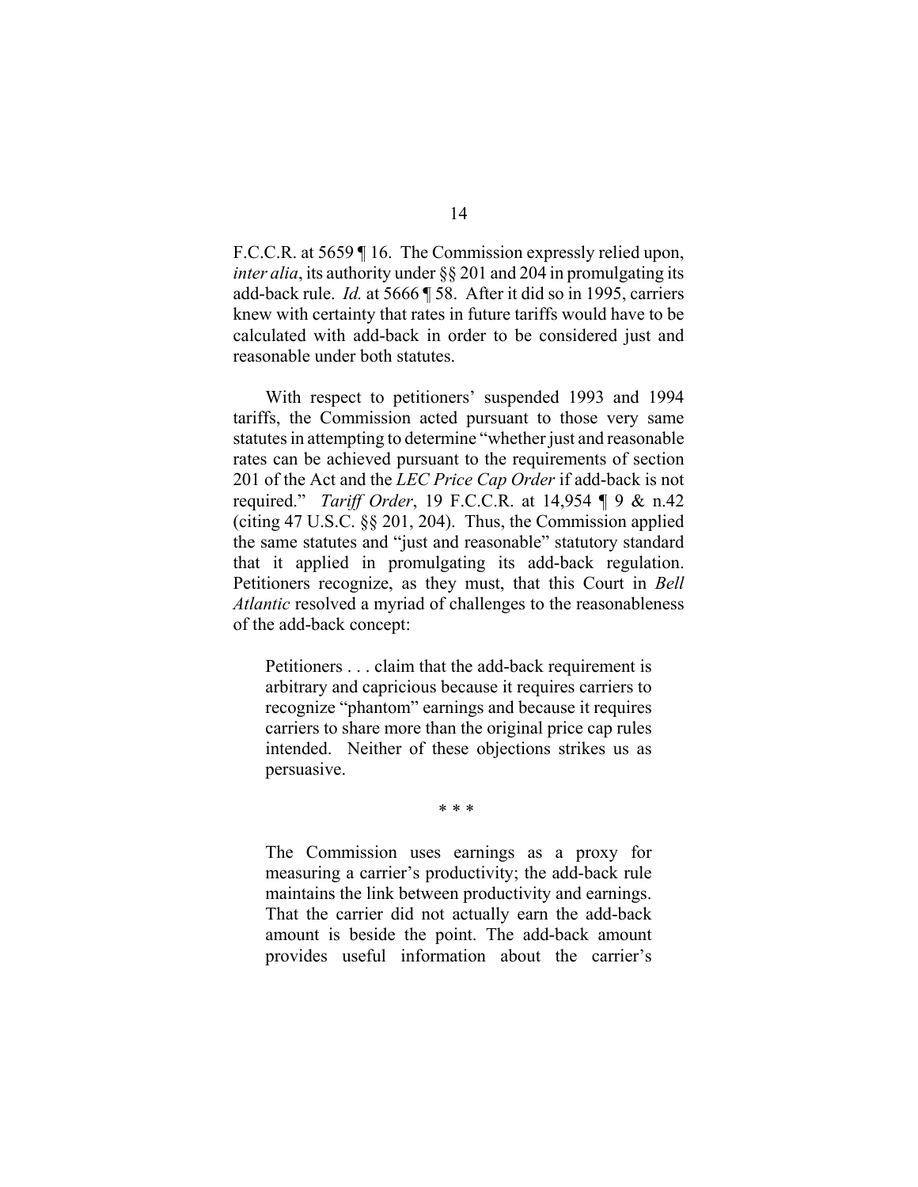F.C.C.R. at 5659 ¶ 16. The Commission expressly relied upon, *inter alia*, its authority under §§ 201 and 204 in promulgating its add-back rule. *Id.* at 5666 ¶ 58. After it did so in 1995, carriers knew with certainty that rates in future tariffs would have to be calculated with add-back in order to be considered just and reasonable under both statutes.

With respect to petitioners' suspended 1993 and 1994 tariffs, the Commission acted pursuant to those very same statutes in attempting to determine "whether just and reasonable rates can be achieved pursuant to the requirements of section 201 of the Act and the *LEC Price Cap Order* if add-back is not required." *Tariff Order*, 19 F.C.C.R. at 14,954 ¶ 9 & n.42 (citing 47 U.S.C. §§ 201, 204). Thus, the Commission applied the same statutes and "just and reasonable" statutory standard that it applied in promulgating its add-back regulation. Petitioners recognize, as they must, that this Court in *Bell Atlantic* resolved a myriad of challenges to the reasonableness of the add-back concept:

> Petitioners . . . claim that the add-back requirement is arbitrary and capricious because it requires carriers to recognize "phantom" earnings and because it requires carriers to share more than the original price cap rules intended. Neither of these objections strikes us as persuasive.
>
> \* \* \*
>
> The Commission uses earnings as a proxy for measuring a carrier's productivity; the add-back rule maintains the link between productivity and earnings. That the carrier did not actually earn the add-back amount is beside the point. The add-back amount provides useful information about the carrier's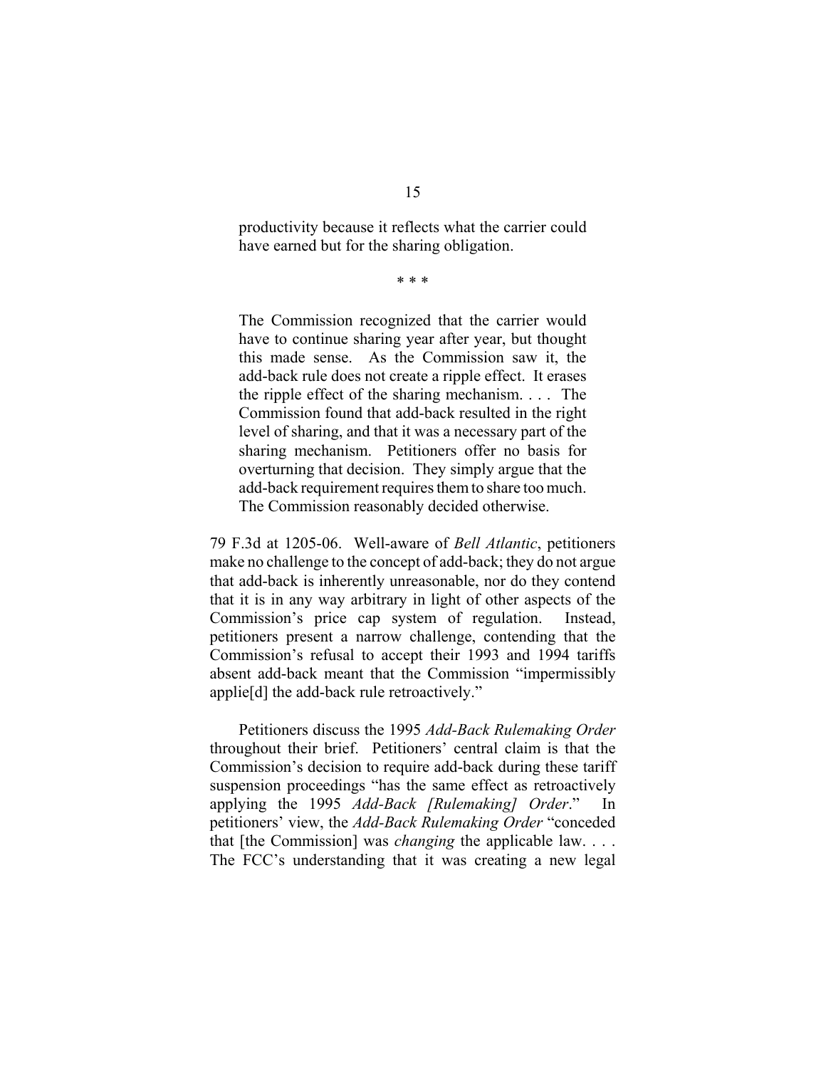> productivity because it reflects what the carrier could have earned but for the sharing obligation.
>
> \* \* \*
>
> The Commission recognized that the carrier would have to continue sharing year after year, but thought this made sense. As the Commission saw it, the add-back rule does not create a ripple effect. It erases the ripple effect of the sharing mechanism. . . . The Commission found that add-back resulted in the right level of sharing, and that it was a necessary part of the sharing mechanism. Petitioners offer no basis for overturning that decision. They simply argue that the add-back requirement requires them to share too much. The Commission reasonably decided otherwise.

79 F.3d at 1205-06. Well-aware of *Bell Atlantic*, petitioners make no challenge to the concept of add-back; they do not argue that add-back is inherently unreasonable, nor do they contend that it is in any way arbitrary in light of other aspects of the Commission's price cap system of regulation. Instead, petitioners present a narrow challenge, contending that the Commission's refusal to accept their 1993 and 1994 tariffs absent add-back meant that the Commission "impermissibly applie[d] the add-back rule retroactively."

Petitioners discuss the 1995 *Add-Back Rulemaking Order* throughout their brief. Petitioners' central claim is that the Commission's decision to require add-back during these tariff suspension proceedings "has the same effect as retroactively applying the 1995 *Add-Back [Rulemaking] Order*." In petitioners' view, the *Add-Back Rulemaking Order* "conceded that [the Commission] was *changing* the applicable law. . . . The FCC's understanding that it was creating a new legal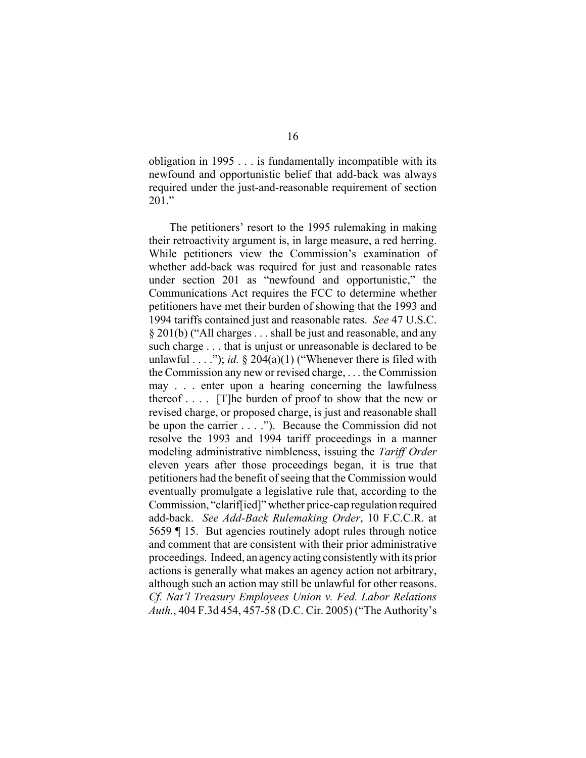obligation in 1995 . . . is fundamentally incompatible with its newfound and opportunistic belief that add-back was always required under the just-and-reasonable requirement of section 201."

The petitioners' resort to the 1995 rulemaking in making their retroactivity argument is, in large measure, a red herring. While petitioners view the Commission's examination of whether add-back was required for just and reasonable rates under section 201 as "newfound and opportunistic," the Communications Act requires the FCC to determine whether petitioners have met their burden of showing that the 1993 and 1994 tariffs contained just and reasonable rates. *See* 47 U.S.C. § 201(b) ("All charges . . . shall be just and reasonable, and any such charge . . . that is unjust or unreasonable is declared to be unlawful . . . ."); *id.* § 204(a)(1) ("Whenever there is filed with the Commission any new or revised charge, . . . the Commission may . . . enter upon a hearing concerning the lawfulness thereof . . . . [T]he burden of proof to show that the new or revised charge, or proposed charge, is just and reasonable shall be upon the carrier . . . ."). Because the Commission did not resolve the 1993 and 1994 tariff proceedings in a manner modeling administrative nimbleness, issuing the *Tariff Order* eleven years after those proceedings began, it is true that petitioners had the benefit of seeing that the Commission would eventually promulgate a legislative rule that, according to the Commission, "clarif[ied]" whether price-cap regulation required add-back. *See Add-Back Rulemaking Order*, 10 F.C.C.R. at 5659 ¶ 15. But agencies routinely adopt rules through notice and comment that are consistent with their prior administrative proceedings. Indeed, an agency acting consistently with its prior actions is generally what makes an agency action not arbitrary, although such an action may still be unlawful for other reasons. *Cf. Nat'l Treasury Employees Union v. Fed. Labor Relations Auth.*, 404 F.3d 454, 457-58 (D.C. Cir. 2005) ("The Authority's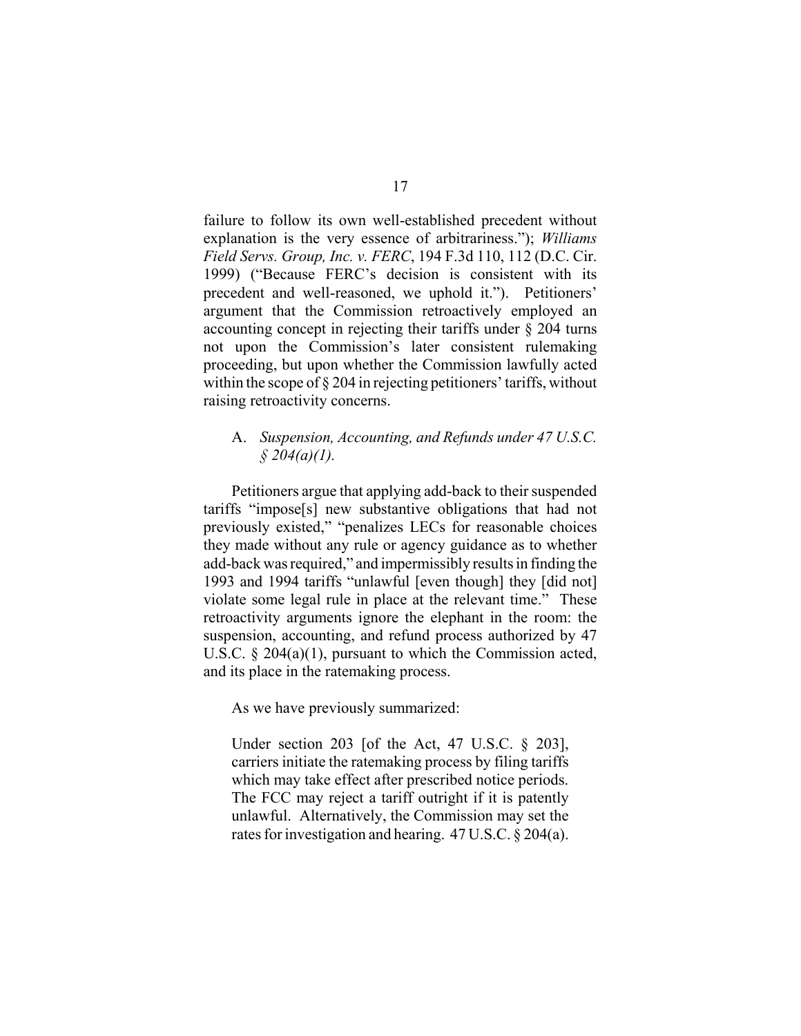failure to follow its own well-established precedent without explanation is the very essence of arbitrariness."); *Williams Field Servs. Group, Inc. v. FERC*, 194 F.3d 110, 112 (D.C. Cir. 1999) ("Because FERC's decision is consistent with its precedent and well-reasoned, we uphold it."). Petitioners' argument that the Commission retroactively employed an accounting concept in rejecting their tariffs under § 204 turns not upon the Commission's later consistent rulemaking proceeding, but upon whether the Commission lawfully acted within the scope of § 204 in rejecting petitioners' tariffs, without raising retroactivity concerns.

A. *Suspension, Accounting, and Refunds under 47 U.S.C. § 204(a)(1).*

Petitioners argue that applying add-back to their suspended tariffs "impose[s] new substantive obligations that had not previously existed," "penalizes LECs for reasonable choices they made without any rule or agency guidance as to whether add-back was required," and impermissibly results in finding the 1993 and 1994 tariffs "unlawful [even though] they [did not] violate some legal rule in place at the relevant time." These retroactivity arguments ignore the elephant in the room: the suspension, accounting, and refund process authorized by 47 U.S.C. § 204(a)(1), pursuant to which the Commission acted, and its place in the ratemaking process.

As we have previously summarized:

> Under section 203 [of the Act, 47 U.S.C. § 203], carriers initiate the ratemaking process by filing tariffs which may take effect after prescribed notice periods. The FCC may reject a tariff outright if it is patently unlawful. Alternatively, the Commission may set the rates for investigation and hearing. 47 U.S.C. § 204(a).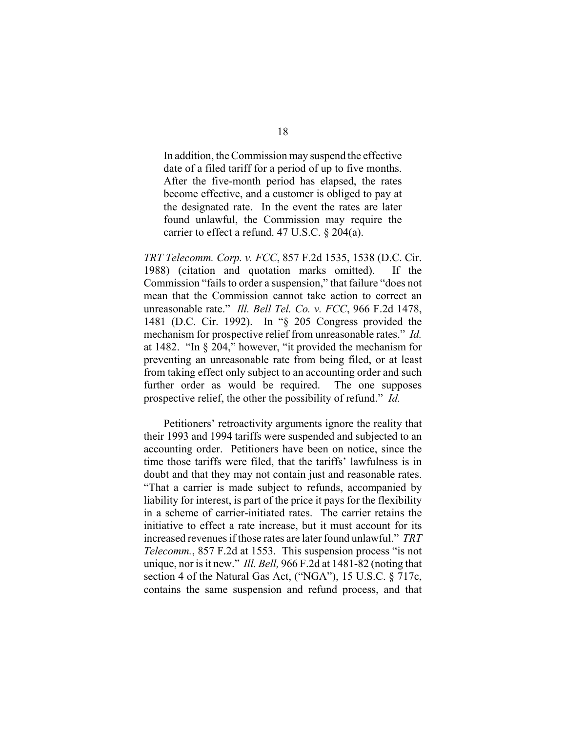> In addition, the Commission may suspend the effective date of a filed tariff for a period of up to five months. After the five-month period has elapsed, the rates become effective, and a customer is obliged to pay at the designated rate. In the event the rates are later found unlawful, the Commission may require the carrier to effect a refund. 47 U.S.C. § 204(a).

*TRT Telecomm. Corp. v. FCC*, 857 F.2d 1535, 1538 (D.C. Cir. 1988) (citation and quotation marks omitted). If the Commission "fails to order a suspension," that failure "does not mean that the Commission cannot take action to correct an unreasonable rate." *Ill. Bell Tel. Co. v. FCC*, 966 F.2d 1478, 1481 (D.C. Cir. 1992). In "§ 205 Congress provided the mechanism for prospective relief from unreasonable rates." *Id.* at 1482. "In § 204," however, "it provided the mechanism for preventing an unreasonable rate from being filed, or at least from taking effect only subject to an accounting order and such further order as would be required. The one supposes prospective relief, the other the possibility of refund." *Id.*

Petitioners' retroactivity arguments ignore the reality that their 1993 and 1994 tariffs were suspended and subjected to an accounting order. Petitioners have been on notice, since the time those tariffs were filed, that the tariffs' lawfulness is in doubt and that they may not contain just and reasonable rates. "That a carrier is made subject to refunds, accompanied by liability for interest, is part of the price it pays for the flexibility in a scheme of carrier-initiated rates. The carrier retains the initiative to effect a rate increase, but it must account for its increased revenues if those rates are later found unlawful." *TRT Telecomm.*, 857 F.2d at 1553. This suspension process "is not unique, nor is it new." *Ill. Bell,* 966 F.2d at 1481-82 (noting that section 4 of the Natural Gas Act, ("NGA"), 15 U.S.C. § 717c, contains the same suspension and refund process, and that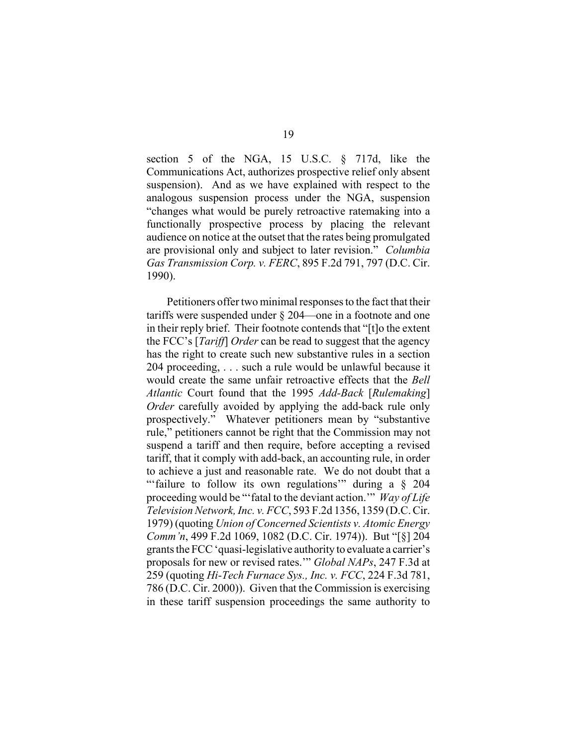section 5 of the NGA, 15 U.S.C. § 717d, like the Communications Act, authorizes prospective relief only absent suspension). And as we have explained with respect to the analogous suspension process under the NGA, suspension "changes what would be purely retroactive ratemaking into a functionally prospective process by placing the relevant audience on notice at the outset that the rates being promulgated are provisional only and subject to later revision." *Columbia Gas Transmission Corp. v. FERC*, 895 F.2d 791, 797 (D.C. Cir. 1990).

Petitioners offer two minimal responses to the fact that their tariffs were suspended under § 204—one in a footnote and one in their reply brief. Their footnote contends that "[t]o the extent the FCC's [*Tariff*] *Order* can be read to suggest that the agency has the right to create such new substantive rules in a section 204 proceeding, . . . such a rule would be unlawful because it would create the same unfair retroactive effects that the *Bell Atlantic* Court found that the 1995 *Add-Back* [*Rulemaking*] *Order* carefully avoided by applying the add-back rule only prospectively." Whatever petitioners mean by "substantive rule," petitioners cannot be right that the Commission may not suspend a tariff and then require, before accepting a revised tariff, that it comply with add-back, an accounting rule, in order to achieve a just and reasonable rate. We do not doubt that a "'failure to follow its own regulations'" during a § 204 proceeding would be "'fatal to the deviant action.'" *Way of Life Television Network, Inc. v. FCC*, 593 F.2d 1356, 1359 (D.C. Cir. 1979) (quoting *Union of Concerned Scientists v. Atomic Energy Comm'n*, 499 F.2d 1069, 1082 (D.C. Cir. 1974)). But "[§] 204 grants the FCC 'quasi-legislative authority to evaluate a carrier's proposals for new or revised rates.'" *Global NAPs*, 247 F.3d at 259 (quoting *Hi-Tech Furnace Sys., Inc. v. FCC*, 224 F.3d 781, 786 (D.C. Cir. 2000)). Given that the Commission is exercising in these tariff suspension proceedings the same authority to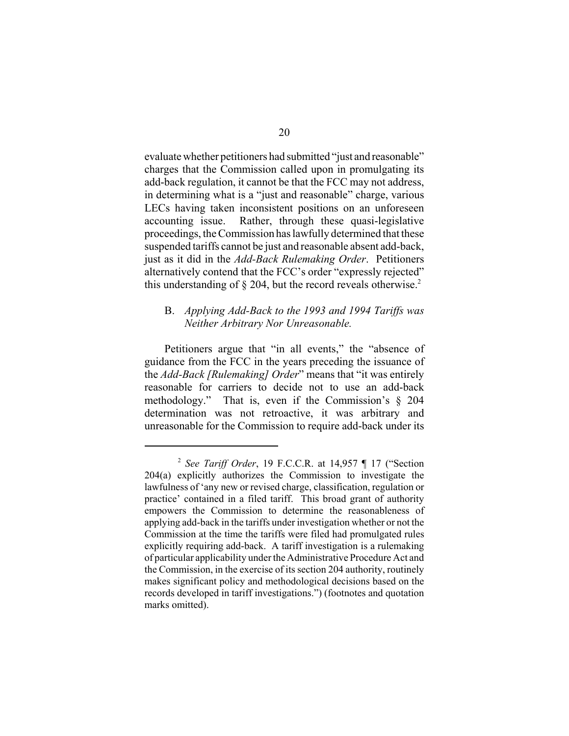evaluate whether petitioners had submitted "just and reasonable" charges that the Commission called upon in promulgating its add-back regulation, it cannot be that the FCC may not address, in determining what is a "just and reasonable" charge, various LECs having taken inconsistent positions on an unforeseen accounting issue. Rather, through these quasi-legislative proceedings, the Commission has lawfully determined that these suspended tariffs cannot be just and reasonable absent add-back, just as it did in the *Add-Back Rulemaking Order*. Petitioners alternatively contend that the FCC's order "expressly rejected" this understanding of § 204, but the record reveals otherwise.[2]

B. *Applying Add-Back to the 1993 and 1994 Tariffs was Neither Arbitrary Nor Unreasonable.*

Petitioners argue that "in all events," the "absence of guidance from the FCC in the years preceding the issuance of the *Add-Back [Rulemaking] Order*" means that "it was entirely reasonable for carriers to decide not to use an add-back methodology." That is, even if the Commission's § 204 determination was not retroactive, it was arbitrary and unreasonable for the Commission to require add-back under its

---

[2] *See Tariff Order*, 19 F.C.C.R. at 14,957 ¶ 17 ("Section 204(a) explicitly authorizes the Commission to investigate the lawfulness of 'any new or revised charge, classification, regulation or practice' contained in a filed tariff. This broad grant of authority empowers the Commission to determine the reasonableness of applying add-back in the tariffs under investigation whether or not the Commission at the time the tariffs were filed had promulgated rules explicitly requiring add-back. A tariff investigation is a rulemaking of particular applicability under the Administrative Procedure Act and the Commission, in the exercise of its section 204 authority, routinely makes significant policy and methodological decisions based on the records developed in tariff investigations.") (footnotes and quotation marks omitted).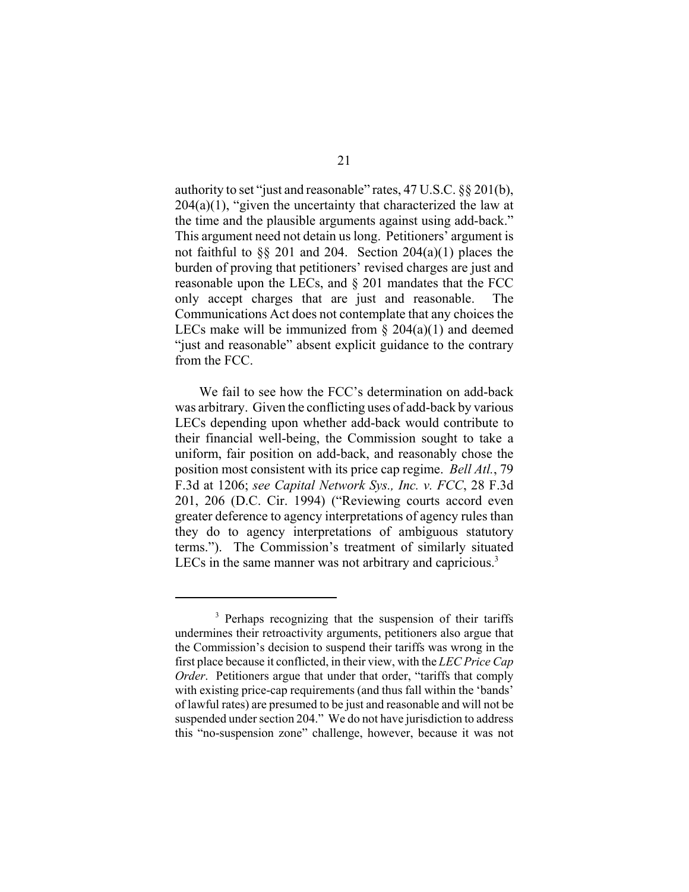authority to set "just and reasonable" rates, 47 U.S.C. §§ 201(b), 204(a)(1), "given the uncertainty that characterized the law at the time and the plausible arguments against using add-back." This argument need not detain us long. Petitioners' argument is not faithful to §§ 201 and 204. Section 204(a)(1) places the burden of proving that petitioners' revised charges are just and reasonable upon the LECs, and § 201 mandates that the FCC only accept charges that are just and reasonable. The Communications Act does not contemplate that any choices the LECs make will be immunized from § 204(a)(1) and deemed "just and reasonable" absent explicit guidance to the contrary from the FCC.

We fail to see how the FCC's determination on add-back was arbitrary. Given the conflicting uses of add-back by various LECs depending upon whether add-back would contribute to their financial well-being, the Commission sought to take a uniform, fair position on add-back, and reasonably chose the position most consistent with its price cap regime. *Bell Atl.*, 79 F.3d at 1206; *see Capital Network Sys., Inc. v. FCC*, 28 F.3d 201, 206 (D.C. Cir. 1994) ("Reviewing courts accord even greater deference to agency interpretations of agency rules than they do to agency interpretations of ambiguous statutory terms."). The Commission's treatment of similarly situated LECs in the same manner was not arbitrary and capricious.[3]

---

[3] Perhaps recognizing that the suspension of their tariffs undermines their retroactivity arguments, petitioners also argue that the Commission's decision to suspend their tariffs was wrong in the first place because it conflicted, in their view, with the *LEC Price Cap Order*. Petitioners argue that under that order, "tariffs that comply with existing price-cap requirements (and thus fall within the 'bands' of lawful rates) are presumed to be just and reasonable and will not be suspended under section 204." We do not have jurisdiction to address this "no-suspension zone" challenge, however, because it was not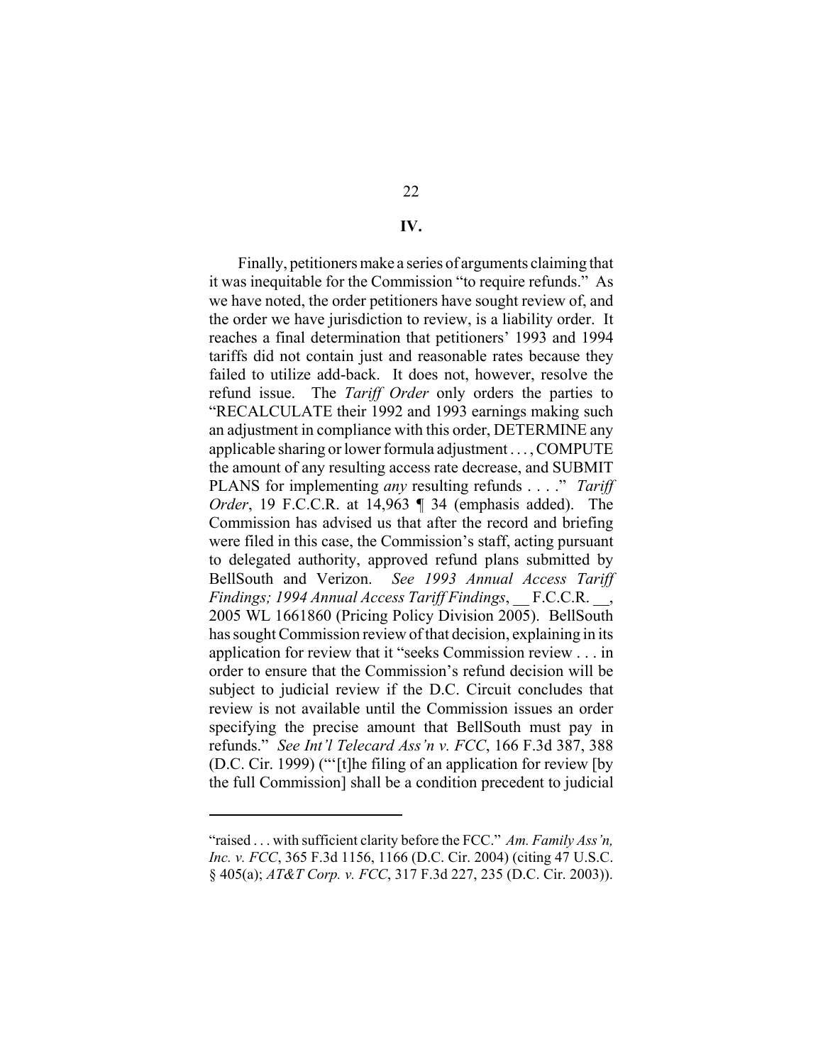## IV.

Finally, petitioners make a series of arguments claiming that it was inequitable for the Commission "to require refunds." As we have noted, the order petitioners have sought review of, and the order we have jurisdiction to review, is a liability order. It reaches a final determination that petitioners' 1993 and 1994 tariffs did not contain just and reasonable rates because they failed to utilize add-back. It does not, however, resolve the refund issue. The *Tariff Order* only orders the parties to "RECALCULATE their 1992 and 1993 earnings making such an adjustment in compliance with this order, DETERMINE any applicable sharing or lower formula adjustment . . . , COMPUTE the amount of any resulting access rate decrease, and SUBMIT PLANS for implementing *any* resulting refunds . . . ." *Tariff Order*, 19 F.C.C.R. at 14,963 ¶ 34 (emphasis added). The Commission has advised us that after the record and briefing were filed in this case, the Commission's staff, acting pursuant to delegated authority, approved refund plans submitted by BellSouth and Verizon. *See 1993 Annual Access Tariff Findings; 1994 Annual Access Tariff Findings*, __ F.C.C.R. __, 2005 WL 1661860 (Pricing Policy Division 2005). BellSouth has sought Commission review of that decision, explaining in its application for review that it "seeks Commission review . . . in order to ensure that the Commission's refund decision will be subject to judicial review if the D.C. Circuit concludes that review is not available until the Commission issues an order specifying the precise amount that BellSouth must pay in refunds." *See Int'l Telecard Ass'n v. FCC*, 166 F.3d 387, 388 (D.C. Cir. 1999) ("'[t]he filing of an application for review [by the full Commission] shall be a condition precedent to judicial

---

"raised . . . with sufficient clarity before the FCC." *Am. Family Ass'n, Inc. v. FCC*, 365 F.3d 1156, 1166 (D.C. Cir. 2004) (citing 47 U.S.C. § 405(a); *AT&T Corp. v. FCC*, 317 F.3d 227, 235 (D.C. Cir. 2003)).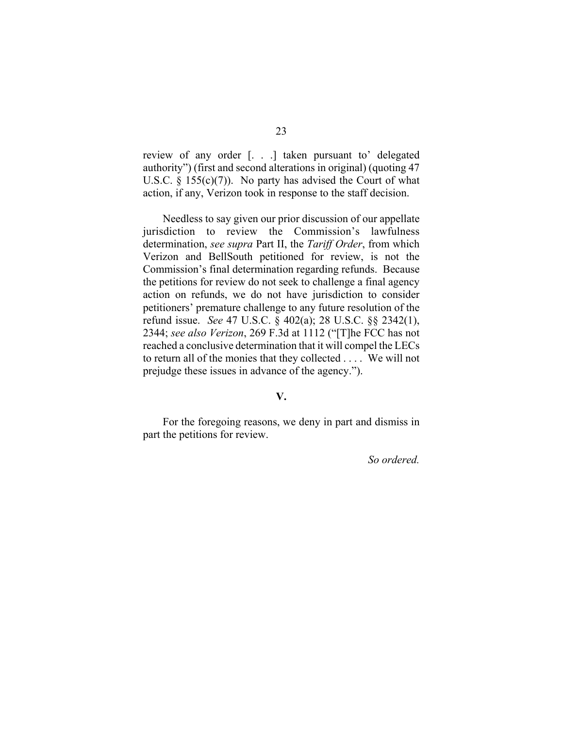review of any order [. . .] taken pursuant to' delegated authority") (first and second alterations in original) (quoting 47 U.S.C. § 155(c)(7)). No party has advised the Court of what action, if any, Verizon took in response to the staff decision.

Needless to say given our prior discussion of our appellate jurisdiction to review the Commission's lawfulness determination, *see supra* Part II, the *Tariff Order*, from which Verizon and BellSouth petitioned for review, is not the Commission's final determination regarding refunds. Because the petitions for review do not seek to challenge a final agency action on refunds, we do not have jurisdiction to consider petitioners' premature challenge to any future resolution of the refund issue. *See* 47 U.S.C. § 402(a); 28 U.S.C. §§ 2342(1), 2344; *see also Verizon*, 269 F.3d at 1112 ("[T]he FCC has not reached a conclusive determination that it will compel the LECs to return all of the monies that they collected . . . . We will not prejudge these issues in advance of the agency.").

**V.**

For the foregoing reasons, we deny in part and dismiss in part the petitions for review.

*So ordered.*